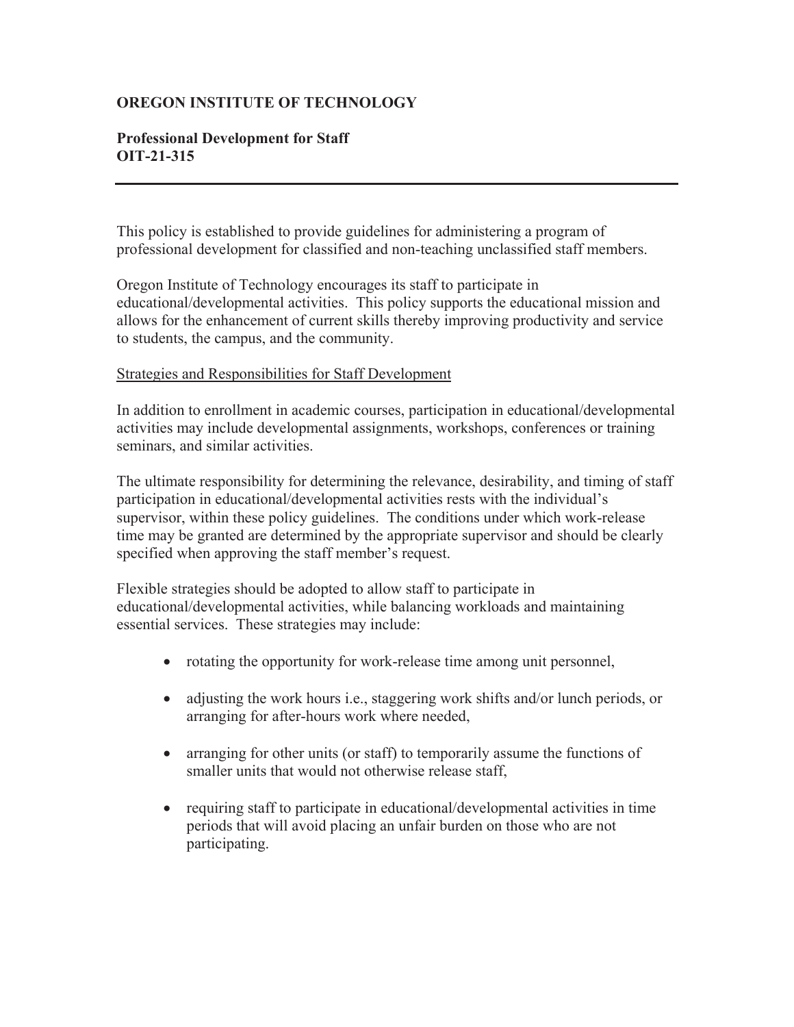**OREGON INSTITUTE OF TECHNOLOGY**

**Professional Development for Staff**
**OIT-21-315**

---

This policy is established to provide guidelines for administering a program of professional development for classified and non-teaching unclassified staff members.

Oregon Institute of Technology encourages its staff to participate in educational/developmental activities. This policy supports the educational mission and allows for the enhancement of current skills thereby improving productivity and service to students, the campus, and the community.

<u>Strategies and Responsibilities for Staff Development</u>

In addition to enrollment in academic courses, participation in educational/developmental activities may include developmental assignments, workshops, conferences or training seminars, and similar activities.

The ultimate responsibility for determining the relevance, desirability, and timing of staff participation in educational/developmental activities rests with the individual's supervisor, within these policy guidelines. The conditions under which work-release time may be granted are determined by the appropriate supervisor and should be clearly specified when approving the staff member's request.

Flexible strategies should be adopted to allow staff to participate in educational/developmental activities, while balancing workloads and maintaining essential services. These strategies may include:

- rotating the opportunity for work-release time among unit personnel,
- adjusting the work hours i.e., staggering work shifts and/or lunch periods, or arranging for after-hours work where needed,
- arranging for other units (or staff) to temporarily assume the functions of smaller units that would not otherwise release staff,
- requiring staff to participate in educational/developmental activities in time periods that will avoid placing an unfair burden on those who are not participating.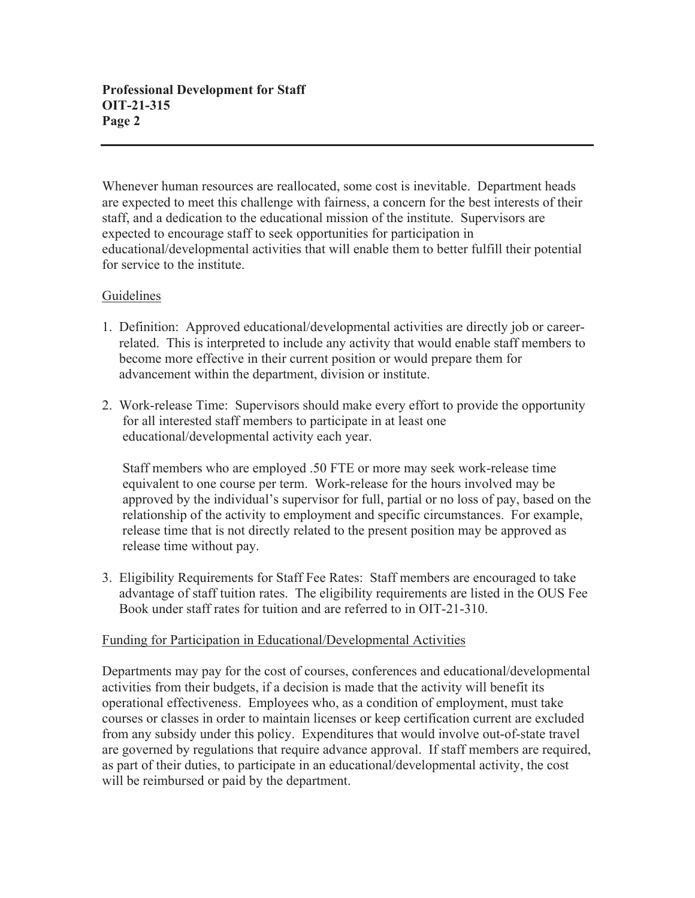Whenever human resources are reallocated, some cost is inevitable. Department heads are expected to meet this challenge with fairness, a concern for the best interests of their staff, and a dedication to the educational mission of the institute. Supervisors are expected to encourage staff to seek opportunities for participation in educational/developmental activities that will enable them to better fulfill their potential for service to the institute.

## Guidelines

1. Definition: Approved educational/developmental activities are directly job or career-related. This is interpreted to include any activity that would enable staff members to become more effective in their current position or would prepare them for advancement within the department, division or institute.

2. Work-release Time: Supervisors should make every effort to provide the opportunity for all interested staff members to participate in at least one educational/developmental activity each year.

   Staff members who are employed .50 FTE or more may seek work-release time equivalent to one course per term. Work-release for the hours involved may be approved by the individual's supervisor for full, partial or no loss of pay, based on the relationship of the activity to employment and specific circumstances. For example, release time that is not directly related to the present position may be approved as release time without pay.

3. Eligibility Requirements for Staff Fee Rates: Staff members are encouraged to take advantage of staff tuition rates. The eligibility requirements are listed in the OUS Fee Book under staff rates for tuition and are referred to in OIT-21-310.

## Funding for Participation in Educational/Developmental Activities

Departments may pay for the cost of courses, conferences and educational/developmental activities from their budgets, if a decision is made that the activity will benefit its operational effectiveness. Employees who, as a condition of employment, must take courses or classes in order to maintain licenses or keep certification current are excluded from any subsidy under this policy. Expenditures that would involve out-of-state travel are governed by regulations that require advance approval. If staff members are required, as part of their duties, to participate in an educational/developmental activity, the cost will be reimbursed or paid by the department.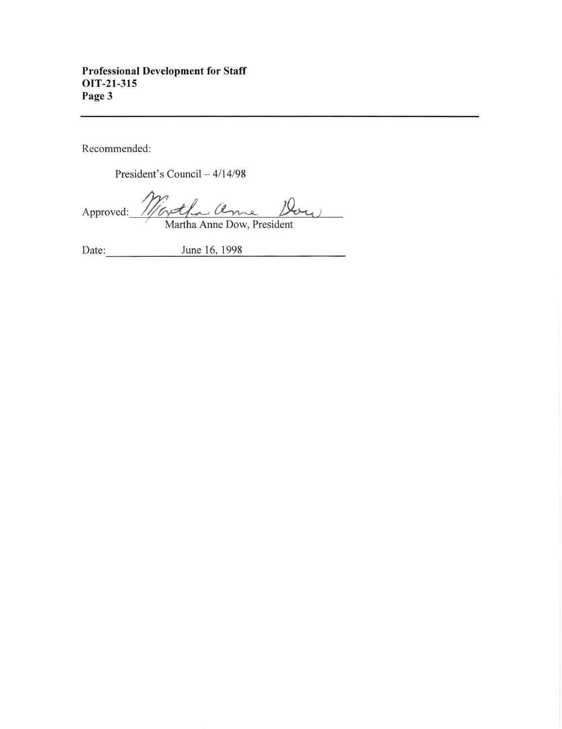Recommended:

President's Council – 4/14/98

Approved: Martha Anne Dow
Martha Anne Dow, President

Date: June 16, 1998